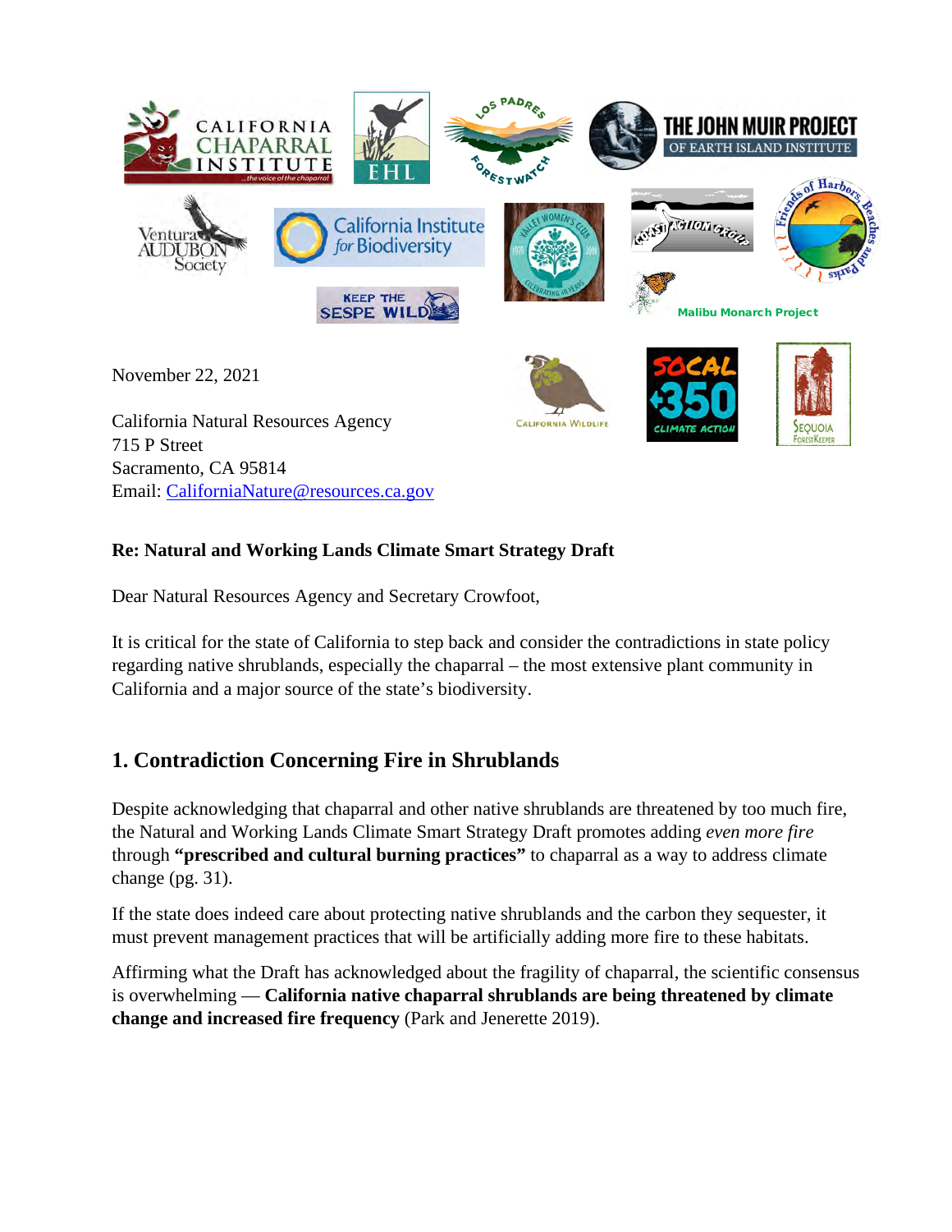November 22, 2021

California Natural Resources Agency
715 P Street
Sacramento, CA 95814
Email: CaliforniaNature@resources.ca.gov

**Re: Natural and Working Lands Climate Smart Strategy Draft**

Dear Natural Resources Agency and Secretary Crowfoot,

It is critical for the state of California to step back and consider the contradictions in state policy regarding native shrublands, especially the chaparral – the most extensive plant community in California and a major source of the state's biodiversity.

## 1. Contradiction Concerning Fire in Shrublands

Despite acknowledging that chaparral and other native shrublands are threatened by too much fire, the Natural and Working Lands Climate Smart Strategy Draft promotes adding *even more fire* through **"prescribed and cultural burning practices"** to chaparral as a way to address climate change (pg. 31).

If the state does indeed care about protecting native shrublands and the carbon they sequester, it must prevent management practices that will be artificially adding more fire to these habitats.

Affirming what the Draft has acknowledged about the fragility of chaparral, the scientific consensus is overwhelming — **California native chaparral shrublands are being threatened by climate change and increased fire frequency** (Park and Jenerette 2019).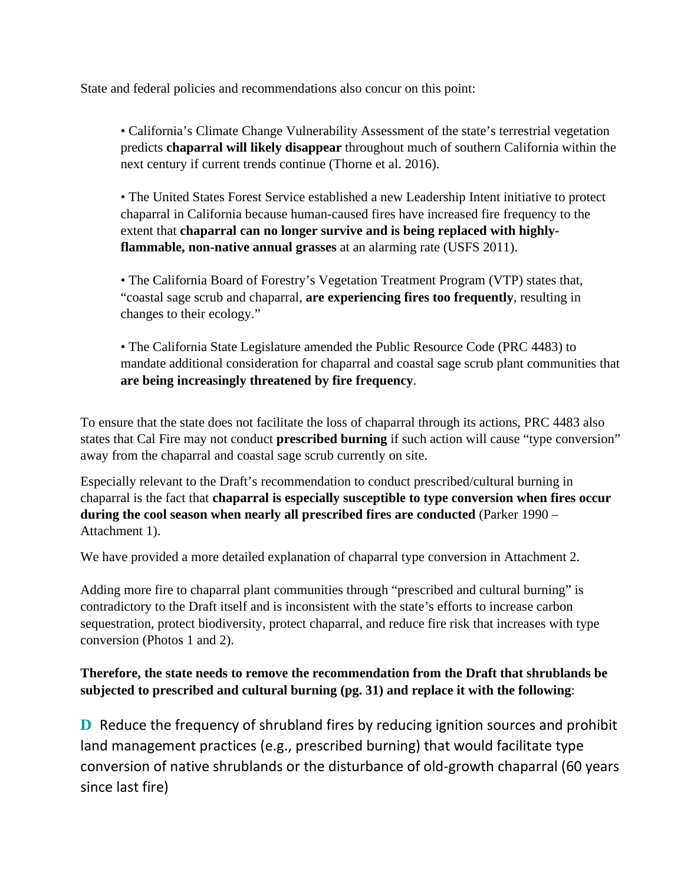State and federal policies and recommendations also concur on this point:

- California's Climate Change Vulnerability Assessment of the state's terrestrial vegetation predicts **chaparral will likely disappear** throughout much of southern California within the next century if current trends continue (Thorne et al. 2016).

- The United States Forest Service established a new Leadership Intent initiative to protect chaparral in California because human-caused fires have increased fire frequency to the extent that **chaparral can no longer survive and is being replaced with highly-flammable, non-native annual grasses** at an alarming rate (USFS 2011).

- The California Board of Forestry's Vegetation Treatment Program (VTP) states that, "coastal sage scrub and chaparral, **are experiencing fires too frequently**, resulting in changes to their ecology."

- The California State Legislature amended the Public Resource Code (PRC 4483) to mandate additional consideration for chaparral and coastal sage scrub plant communities that **are being increasingly threatened by fire frequency**.

To ensure that the state does not facilitate the loss of chaparral through its actions, PRC 4483 also states that Cal Fire may not conduct **prescribed burning** if such action will cause "type conversion" away from the chaparral and coastal sage scrub currently on site.

Especially relevant to the Draft's recommendation to conduct prescribed/cultural burning in chaparral is the fact that **chaparral is especially susceptible to type conversion when fires occur during the cool season when nearly all prescribed fires are conducted** (Parker 1990 – Attachment 1).

We have provided a more detailed explanation of chaparral type conversion in Attachment 2.

Adding more fire to chaparral plant communities through "prescribed and cultural burning" is contradictory to the Draft itself and is inconsistent with the state's efforts to increase carbon sequestration, protect biodiversity, protect chaparral, and reduce fire risk that increases with type conversion (Photos 1 and 2).

**Therefore, the state needs to remove the recommendation from the Draft that shrublands be subjected to prescribed and cultural burning (pg. 31) and replace it with the following**:

**D** Reduce the frequency of shrubland fires by reducing ignition sources and prohibit land management practices (e.g., prescribed burning) that would facilitate type conversion of native shrublands or the disturbance of old-growth chaparral (60 years since last fire)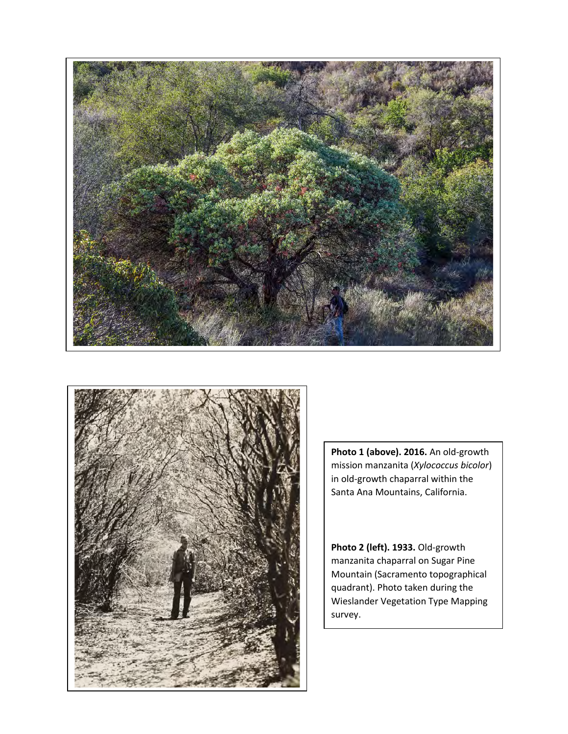**Photo 1 (above). 2016.** An old-growth mission manzanita (*Xylococcus bicolor*) in old-growth chaparral within the Santa Ana Mountains, California.

**Photo 2 (left). 1933.** Old-growth manzanita chaparral on Sugar Pine Mountain (Sacramento topographical quadrant). Photo taken during the Wieslander Vegetation Type Mapping survey.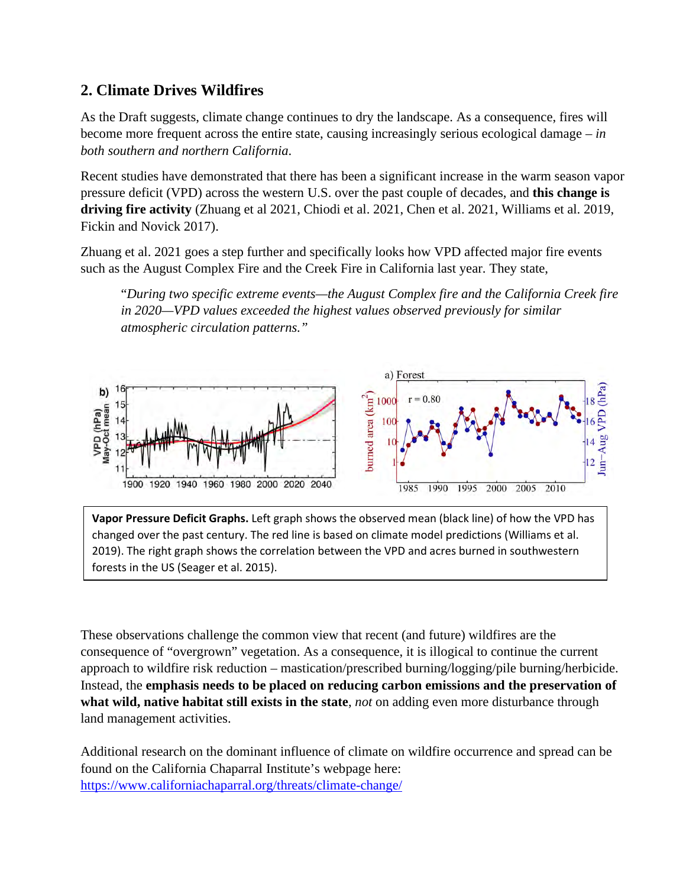## 2. Climate Drives Wildfires

As the Draft suggests, climate change continues to dry the landscape. As a consequence, fires will become more frequent across the entire state, causing increasingly serious ecological damage – *in both southern and northern California.*

Recent studies have demonstrated that there has been a significant increase in the warm season vapor pressure deficit (VPD) across the western U.S. over the past couple of decades, and **this change is driving fire activity** (Zhuang et al 2021, Chiodi et al. 2021, Chen et al. 2021, Williams et al. 2019, Fickin and Novick 2017).

Zhuang et al. 2021 goes a step further and specifically looks how VPD affected major fire events such as the August Complex Fire and the Creek Fire in California last year. They state,

> "*During two specific extreme events—the August Complex fire and the California Creek fire in 2020—VPD values exceeded the highest values observed previously for similar atmospheric circulation patterns.*"

**Vapor Pressure Deficit Graphs.** Left graph shows the observed mean (black line) of how the VPD has changed over the past century. The red line is based on climate model predictions (Williams et al. 2019). The right graph shows the correlation between the VPD and acres burned in southwestern forests in the US (Seager et al. 2015).

These observations challenge the common view that recent (and future) wildfires are the consequence of "overgrown" vegetation. As a consequence, it is illogical to continue the current approach to wildfire risk reduction – mastication/prescribed burning/logging/pile burning/herbicide. Instead, the **emphasis needs to be placed on reducing carbon emissions and the preservation of what wild, native habitat still exists in the state**, *not* on adding even more disturbance through land management activities.

Additional research on the dominant influence of climate on wildfire occurrence and spread can be found on the California Chaparral Institute's webpage here: https://www.californiachaparral.org/threats/climate-change/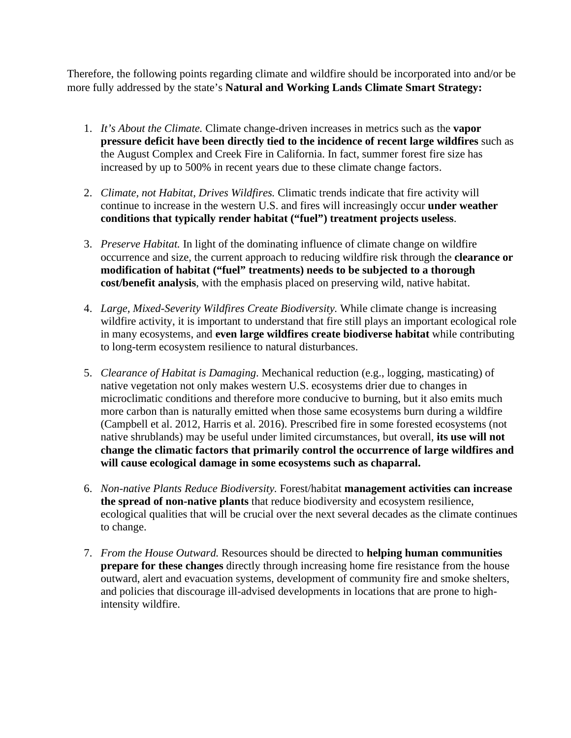Therefore, the following points regarding climate and wildfire should be incorporated into and/or be more fully addressed by the state's **Natural and Working Lands Climate Smart Strategy:**

1. *It's About the Climate.* Climate change-driven increases in metrics such as the **vapor pressure deficit have been directly tied to the incidence of recent large wildfires** such as the August Complex and Creek Fire in California. In fact, summer forest fire size has increased by up to 500% in recent years due to these climate change factors.

2. *Climate, not Habitat, Drives Wildfires.* Climatic trends indicate that fire activity will continue to increase in the western U.S. and fires will increasingly occur **under weather conditions that typically render habitat ("fuel") treatment projects useless**.

3. *Preserve Habitat.* In light of the dominating influence of climate change on wildfire occurrence and size, the current approach to reducing wildfire risk through the **clearance or modification of habitat ("fuel" treatments) needs to be subjected to a thorough cost/benefit analysis**, with the emphasis placed on preserving wild, native habitat.

4. *Large, Mixed-Severity Wildfires Create Biodiversity.* While climate change is increasing wildfire activity, it is important to understand that fire still plays an important ecological role in many ecosystems, and **even large wildfires create biodiverse habitat** while contributing to long-term ecosystem resilience to natural disturbances.

5. *Clearance of Habitat is Damaging*. Mechanical reduction (e.g., logging, masticating) of native vegetation not only makes western U.S. ecosystems drier due to changes in microclimatic conditions and therefore more conducive to burning, but it also emits much more carbon than is naturally emitted when those same ecosystems burn during a wildfire (Campbell et al. 2012, Harris et al. 2016). Prescribed fire in some forested ecosystems (not native shrublands) may be useful under limited circumstances, but overall, **its use will not change the climatic factors that primarily control the occurrence of large wildfires and will cause ecological damage in some ecosystems such as chaparral.**

6. *Non-native Plants Reduce Biodiversity.* Forest/habitat **management activities can increase the spread of non-native plants** that reduce biodiversity and ecosystem resilience, ecological qualities that will be crucial over the next several decades as the climate continues to change.

7. *From the House Outward.* Resources should be directed to **helping human communities prepare for these changes** directly through increasing home fire resistance from the house outward, alert and evacuation systems, development of community fire and smoke shelters, and policies that discourage ill-advised developments in locations that are prone to high-intensity wildfire.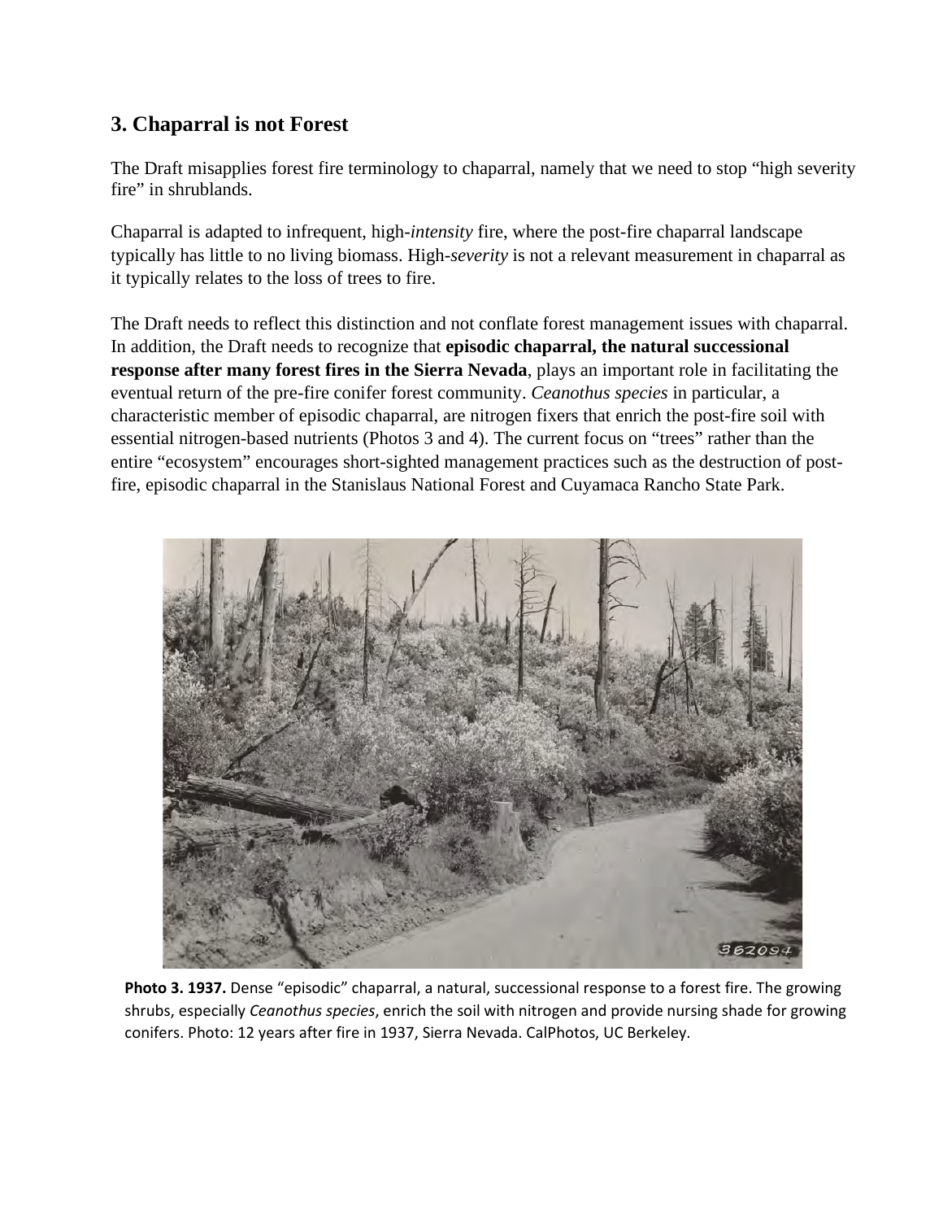## 3. Chaparral is not Forest

The Draft misapplies forest fire terminology to chaparral, namely that we need to stop "high severity fire" in shrublands.

Chaparral is adapted to infrequent, high-*intensity* fire, where the post-fire chaparral landscape typically has little to no living biomass. High-*severity* is not a relevant measurement in chaparral as it typically relates to the loss of trees to fire.

The Draft needs to reflect this distinction and not conflate forest management issues with chaparral. In addition, the Draft needs to recognize that **episodic chaparral, the natural successional response after many forest fires in the Sierra Nevada**, plays an important role in facilitating the eventual return of the pre-fire conifer forest community. *Ceanothus species* in particular, a characteristic member of episodic chaparral, are nitrogen fixers that enrich the post-fire soil with essential nitrogen-based nutrients (Photos 3 and 4). The current focus on "trees" rather than the entire "ecosystem" encourages short-sighted management practices such as the destruction of post-fire, episodic chaparral in the Stanislaus National Forest and Cuyamaca Rancho State Park.

**Photo 3. 1937.** Dense "episodic" chaparral, a natural, successional response to a forest fire. The growing shrubs, especially *Ceanothus species*, enrich the soil with nitrogen and provide nursing shade for growing conifers. Photo: 12 years after fire in 1937, Sierra Nevada. CalPhotos, UC Berkeley.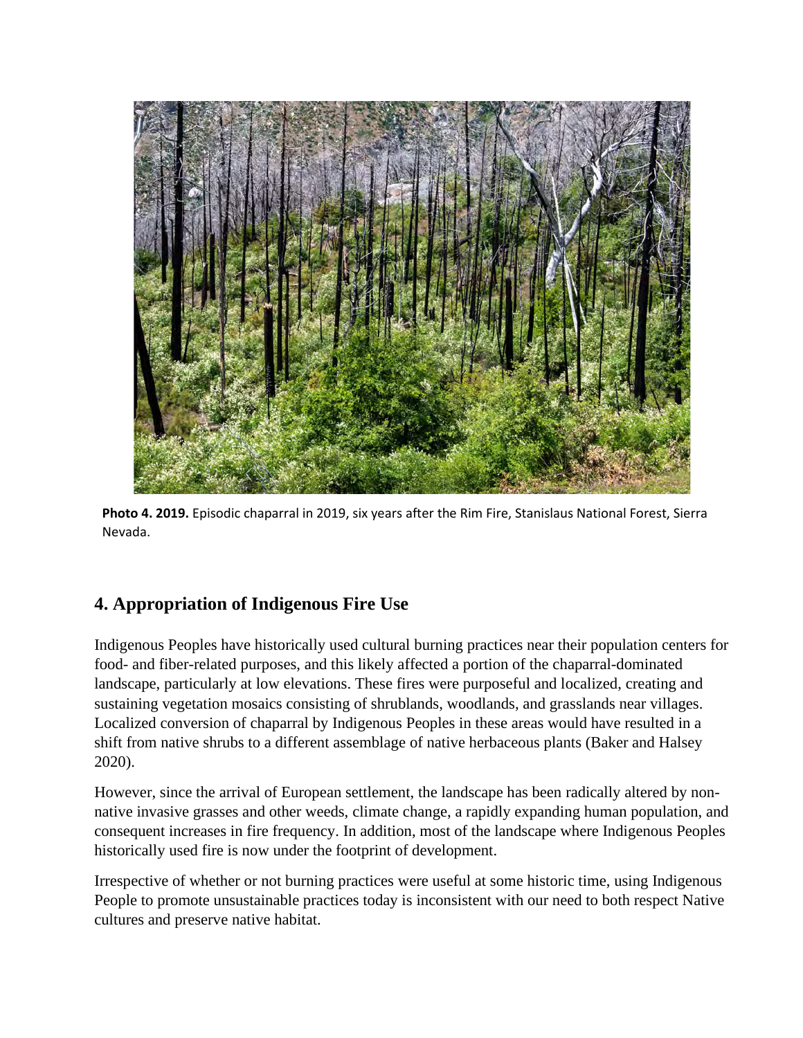**Photo 4. 2019.** Episodic chaparral in 2019, six years after the Rim Fire, Stanislaus National Forest, Sierra Nevada.

## 4. Appropriation of Indigenous Fire Use

Indigenous Peoples have historically used cultural burning practices near their population centers for food- and fiber-related purposes, and this likely affected a portion of the chaparral-dominated landscape, particularly at low elevations. These fires were purposeful and localized, creating and sustaining vegetation mosaics consisting of shrublands, woodlands, and grasslands near villages. Localized conversion of chaparral by Indigenous Peoples in these areas would have resulted in a shift from native shrubs to a different assemblage of native herbaceous plants (Baker and Halsey 2020).

However, since the arrival of European settlement, the landscape has been radically altered by non-native invasive grasses and other weeds, climate change, a rapidly expanding human population, and consequent increases in fire frequency. In addition, most of the landscape where Indigenous Peoples historically used fire is now under the footprint of development.

Irrespective of whether or not burning practices were useful at some historic time, using Indigenous People to promote unsustainable practices today is inconsistent with our need to both respect Native cultures and preserve native habitat.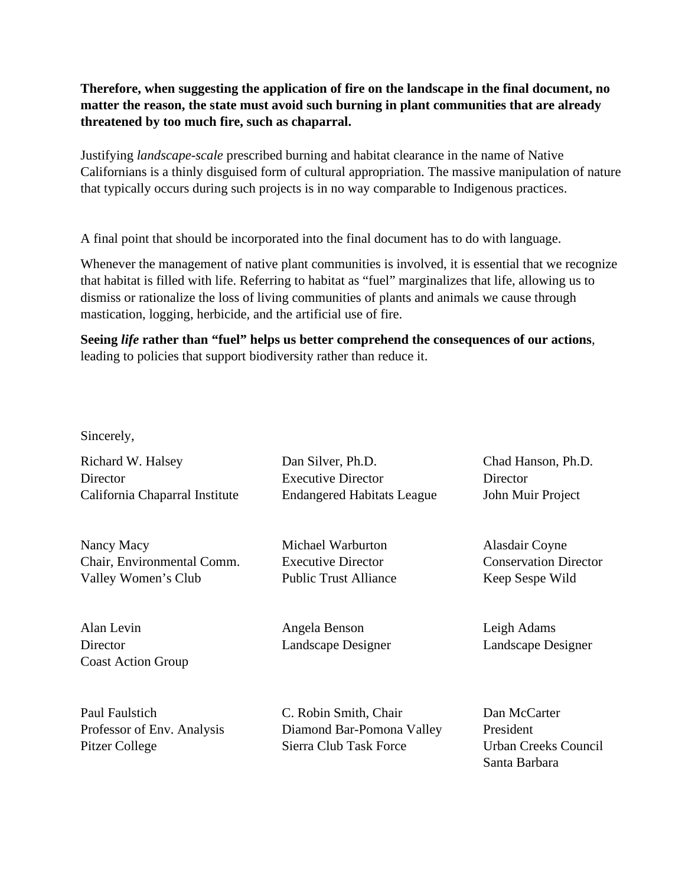**Therefore, when suggesting the application of fire on the landscape in the final document, no matter the reason, the state must avoid such burning in plant communities that are already threatened by too much fire, such as chaparral.**

Justifying *landscape-scale* prescribed burning and habitat clearance in the name of Native Californians is a thinly disguised form of cultural appropriation. The massive manipulation of nature that typically occurs during such projects is in no way comparable to Indigenous practices.

A final point that should be incorporated into the final document has to do with language.

Whenever the management of native plant communities is involved, it is essential that we recognize that habitat is filled with life. Referring to habitat as "fuel" marginalizes that life, allowing us to dismiss or rationalize the loss of living communities of plants and animals we cause through mastication, logging, herbicide, and the artificial use of fire.

**Seeing *life* rather than "fuel" helps us better comprehend the consequences of our actions**, leading to policies that support biodiversity rather than reduce it.

Sincerely,

Richard W. Halsey
Director
California Chaparral Institute

Dan Silver, Ph.D.
Executive Director
Endangered Habitats League

Chad Hanson, Ph.D.
Director
John Muir Project

Nancy Macy
Chair, Environmental Comm.
Valley Women's Club

Michael Warburton
Executive Director
Public Trust Alliance

Alasdair Coyne
Conservation Director
Keep Sespe Wild

Alan Levin
Director
Coast Action Group

Angela Benson
Landscape Designer

Leigh Adams
Landscape Designer

Paul Faulstich
Professor of Env. Analysis
Pitzer College

C. Robin Smith, Chair
Diamond Bar-Pomona Valley
Sierra Club Task Force

Dan McCarter
President
Urban Creeks Council
Santa Barbara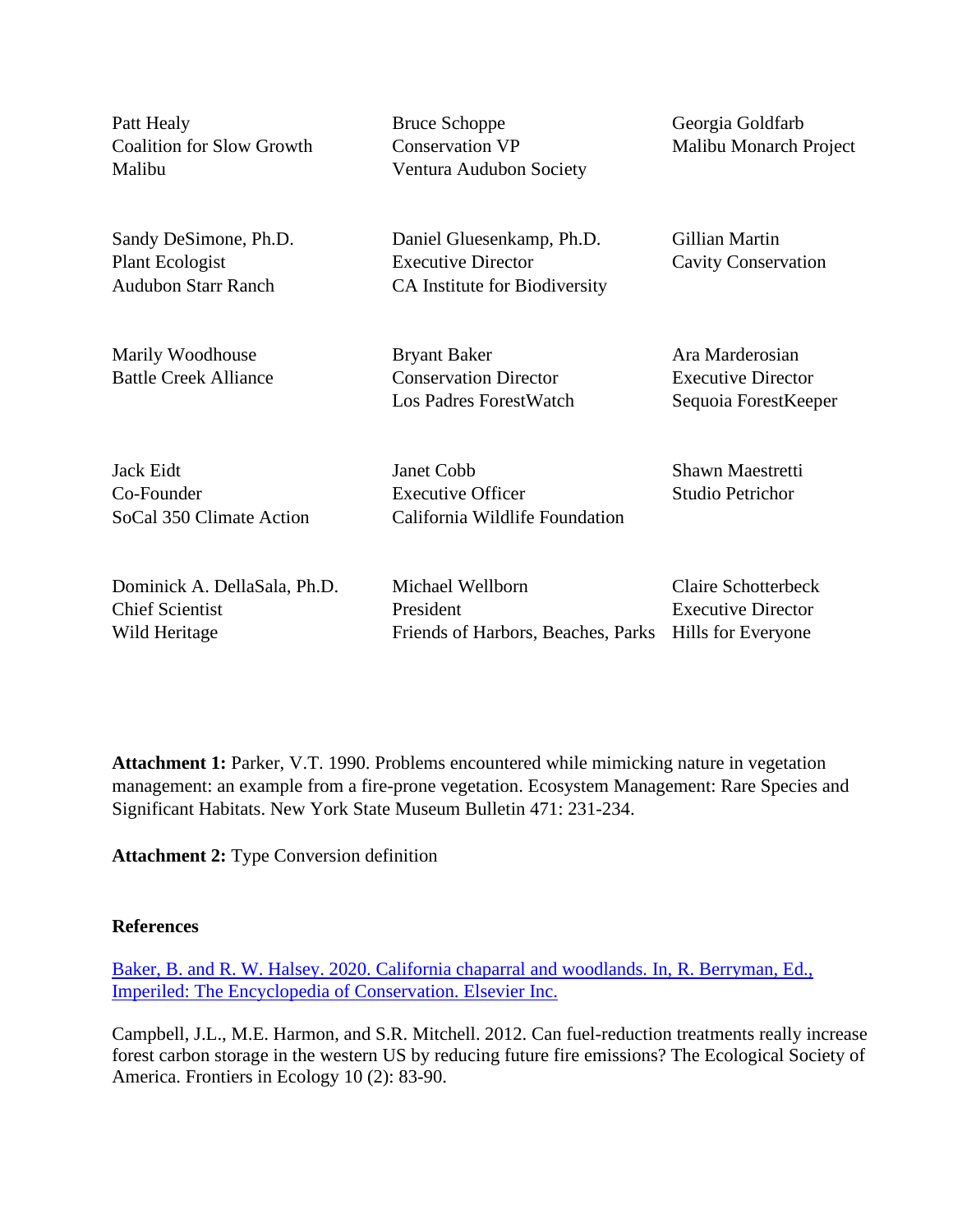Patt Healy
Coalition for Slow Growth
Malibu

Bruce Schoppe
Conservation VP
Ventura Audubon Society

Georgia Goldfarb
Malibu Monarch Project

Sandy DeSimone, Ph.D.
Plant Ecologist
Audubon Starr Ranch

Daniel Gluesenkamp, Ph.D.
Executive Director
CA Institute for Biodiversity

Gillian Martin
Cavity Conservation

Marily Woodhouse
Battle Creek Alliance

Bryant Baker
Conservation Director
Los Padres ForestWatch

Ara Marderosian
Executive Director
Sequoia ForestKeeper

Jack Eidt
Co-Founder
SoCal 350 Climate Action

Janet Cobb
Executive Officer
California Wildlife Foundation

Shawn Maestretti
Studio Petrichor

Dominick A. DellaSala, Ph.D.
Chief Scientist
Wild Heritage

Michael Wellborn
President
Friends of Harbors, Beaches, Parks

Claire Schotterbeck
Executive Director
Hills for Everyone

**Attachment 1:** Parker, V.T. 1990. Problems encountered while mimicking nature in vegetation management: an example from a fire-prone vegetation. Ecosystem Management: Rare Species and Significant Habitats. New York State Museum Bulletin 471: 231-234.

**Attachment 2:** Type Conversion definition

**References**

Baker, B. and R. W. Halsey. 2020. California chaparral and woodlands. In, R. Berryman, Ed., Imperiled: The Encyclopedia of Conservation. Elsevier Inc.

Campbell, J.L., M.E. Harmon, and S.R. Mitchell. 2012. Can fuel-reduction treatments really increase forest carbon storage in the western US by reducing future fire emissions? The Ecological Society of America. Frontiers in Ecology 10 (2): 83-90.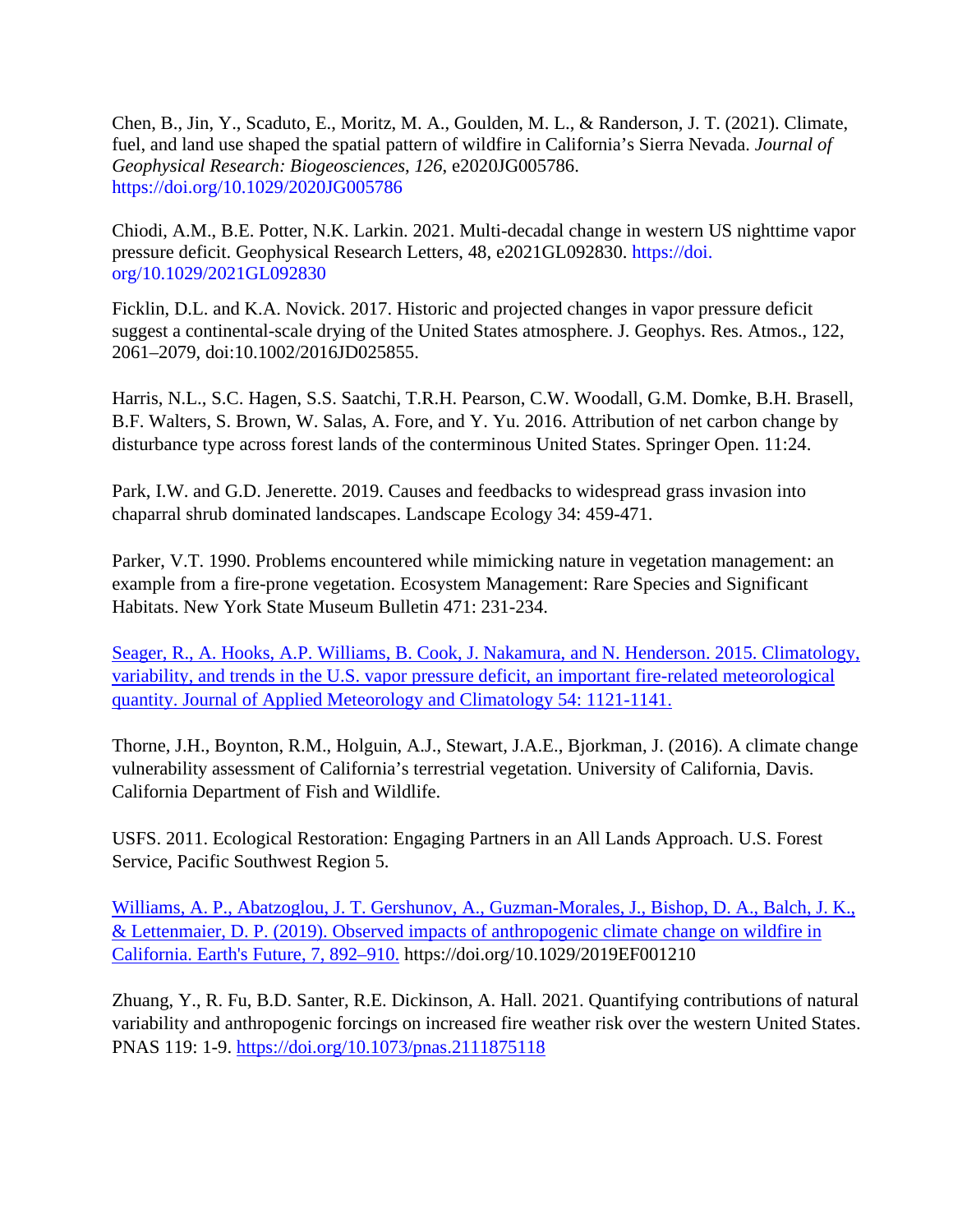Chen, B., Jin, Y., Scaduto, E., Moritz, M. A., Goulden, M. L., & Randerson, J. T. (2021). Climate, fuel, and land use shaped the spatial pattern of wildfire in California's Sierra Nevada. *Journal of Geophysical Research: Biogeosciences*, *126*, e2020JG005786. https://doi.org/10.1029/2020JG005786

Chiodi, A.M., B.E. Potter, N.K. Larkin. 2021. Multi-decadal change in western US nighttime vapor pressure deficit. Geophysical Research Letters, 48, e2021GL092830. https://doi.org/10.1029/2021GL092830

Ficklin, D.L. and K.A. Novick. 2017. Historic and projected changes in vapor pressure deficit suggest a continental-scale drying of the United States atmosphere. J. Geophys. Res. Atmos., 122, 2061–2079, doi:10.1002/2016JD025855.

Harris, N.L., S.C. Hagen, S.S. Saatchi, T.R.H. Pearson, C.W. Woodall, G.M. Domke, B.H. Brasell, B.F. Walters, S. Brown, W. Salas, A. Fore, and Y. Yu. 2016. Attribution of net carbon change by disturbance type across forest lands of the conterminous United States. Springer Open. 11:24.

Park, I.W. and G.D. Jenerette. 2019. Causes and feedbacks to widespread grass invasion into chaparral shrub dominated landscapes. Landscape Ecology 34: 459-471.

Parker, V.T. 1990. Problems encountered while mimicking nature in vegetation management: an example from a fire-prone vegetation. Ecosystem Management: Rare Species and Significant Habitats. New York State Museum Bulletin 471: 231-234.

Seager, R., A. Hooks, A.P. Williams, B. Cook, J. Nakamura, and N. Henderson. 2015. Climatology, variability, and trends in the U.S. vapor pressure deficit, an important fire-related meteorological quantity. Journal of Applied Meteorology and Climatology 54: 1121-1141.

Thorne, J.H., Boynton, R.M., Holguin, A.J., Stewart, J.A.E., Bjorkman, J. (2016). A climate change vulnerability assessment of California's terrestrial vegetation. University of California, Davis. California Department of Fish and Wildlife.

USFS. 2011. Ecological Restoration: Engaging Partners in an All Lands Approach. U.S. Forest Service, Pacific Southwest Region 5.

Williams, A. P., Abatzoglou, J. T. Gershunov, A., Guzman-Morales, J., Bishop, D. A., Balch, J. K., & Lettenmaier, D. P. (2019). Observed impacts of anthropogenic climate change on wildfire in California. Earth's Future, 7, 892–910. https://doi.org/10.1029/2019EF001210

Zhuang, Y., R. Fu, B.D. Santer, R.E. Dickinson, A. Hall. 2021. Quantifying contributions of natural variability and anthropogenic forcings on increased fire weather risk over the western United States. PNAS 119: 1-9. https://doi.org/10.1073/pnas.2111875118